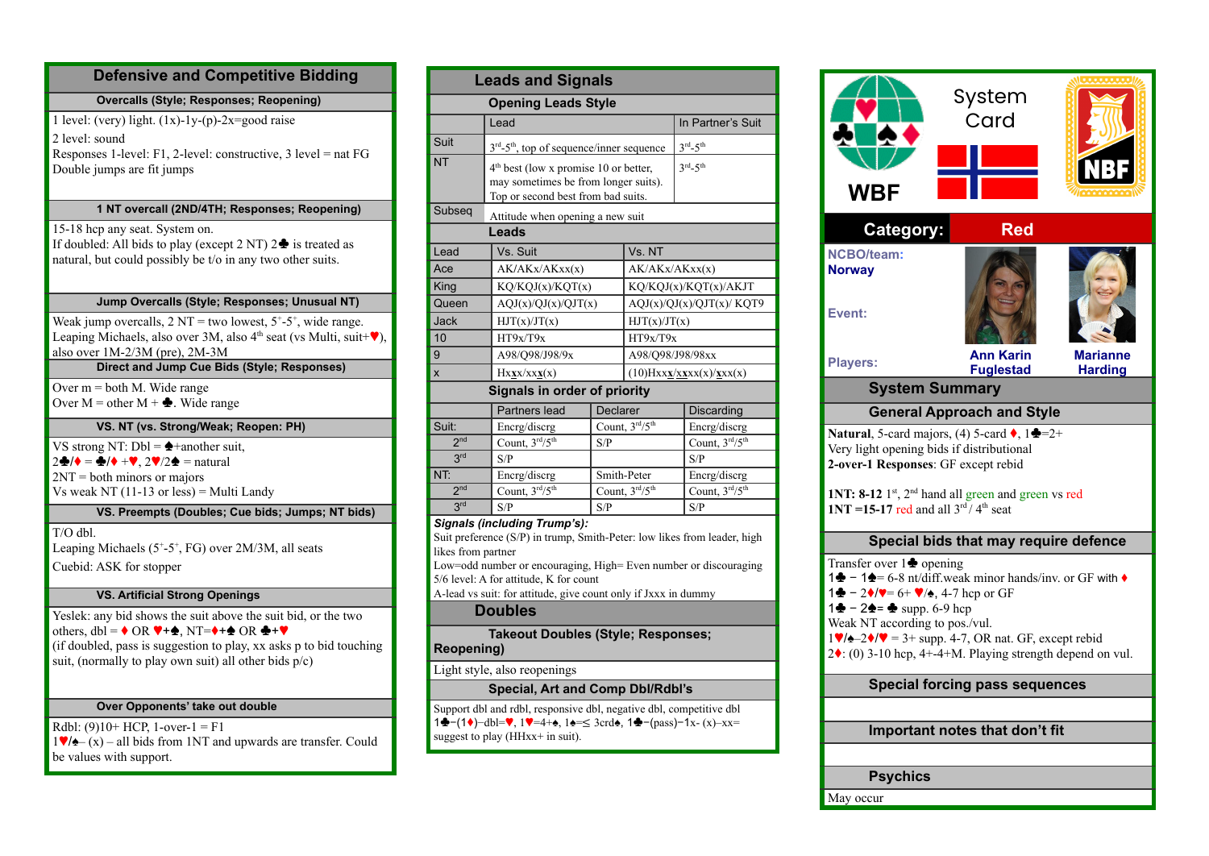# Defensive and Competitive Bidding

## Overcalls (Style; Responses; Reopening)

1 level: (very) light. (1x)-1y-(p)-2x=good raise

2 level: sound

Responses 1-level: F1, 2-level: constructive, 3 level = nat FG

Double jumps are fit jumps

## 1 NT overcall (2ND/4TH; Responses; Reopening)

15-18 hcp any seat. System on.

If doubled: All bids to play (except 2 NT) 2♣ is treated as natural, but could possibly be t/o in any two other suits.

## Jump Overcalls (Style; Responses; Unusual NT)

Weak jump overcalls, 2 NT = two lowest, 5⁺-5⁺, wide range.

Leaping Michaels, also over 3M, also 4th seat (vs Multi, suit+♥), also over 1M-2/3M (pre), 2M-3M

## Direct and Jump Cue Bids (Style; Responses)

Over m = both M. Wide range

Over M = other M + ♣. Wide range

## VS. NT (vs. Strong/Weak; Reopen: PH)

VS strong NT: Dbl = ♠+another suit,

2♣/♦ = ♣/♦ +♥, 2♥/2♠ = natural

2NT = both minors or majors

Vs weak NT (11-13 or less) = Multi Landy

## VS. Preempts (Doubles; Cue bids; Jumps; NT bids)

T/O dbl.

Leaping Michaels (5⁺-5⁺, FG) over 2M/3M, all seats

Cuebid: ASK for stopper

## VS. Artificial Strong Openings

Yeslek: any bid shows the suit bid, or the two others, dbl = ♦ OR ♥+♠, NT=♦+♠ OR ♣+♥

(if doubled, pass is suggestion to play, xx asks p to bid touching suit, (normally to play own suit) all other bids p/c)

## Over Opponents' take out double

Rdbl: (9)10+ HCP, 1-over-1 = F1

1♥/♠– (x) – all bids from 1NT and upwards are transfer. Could be values with support.

# Leads and Signals

## Opening Leads Style

| | Lead | In Partner's Suit |
|---|---|---|
| Suit | 3rd-5th, top of sequence/inner sequence | 3rd-5th |
| NT | 4th best (low x promise 10 or better, may sometimes be from longer suits). Top or second best from bad suits. | 3rd-5th |
| Subseq | Attitude when opening a new suit | |

## Leads

| Lead | Vs. Suit | Vs. NT |
|---|---|---|
| Ace | AK/AKx/AKxx(x) | AK/AKx/AKxx(x) |
| King | KQ/KQJ(x)/KQT(x) | KQ/KQJ(x)/KQT(x)/AKJT |
| Queen | AQJ(x)/QJ(x)/QJT(x) | AQJ(x)/QJ(x)/QJT(x)/ KQT9 |
| Jack | HJT(x)/JT(x) | HJT(x)/JT(x) |
| 10 | HT9x/T9x | HT9x/T9x |
| 9 | A98/Q98/J98/9x | A98/Q98/J98/98xx |
| x | Hxxx/xxx(x) | (10)Hxxx/xxxx(x)/xxx(x) |

## Signals in order of priority

| | Partners lead | Declarer | Discarding |
|---|---|---|---|
| Suit: | Encrg/discrg | Count, 3rd/5th | Encrg/discrg |
| 2nd | Count, 3rd/5th | S/P | Count, 3rd/5th |
| 3rd | S/P | | S/P |
| NT: | Encrg/discrg | Smith-Peter | Encrg/discrg |
| 2nd | Count, 3rd/5th | Count, 3rd/5th | Count, 3rd/5th |
| 3rd | S/P | S/P | S/P |

***Signals (including Trump's):***

Suit preference (S/P) in trump, Smith-Peter: low likes from leader, high likes from partner

Low=odd number or encouraging, High= Even number or discouraging

5/6 level: A for attitude, K for count

A-lead vs suit: for attitude, give count only if Jxxx in dummy

# Doubles

## Takeout Doubles (Style; Responses; Reopening)

Light style, also reopenings

## Special, Art and Comp Dbl/Rdbl's

Support dbl and rdbl, responsive dbl, negative dbl, competitive dbl

1♣–(1♦)–dbl=♥, 1♥=4+♠, 1♠=≤ 3crd♠, 1♣–(pass)–1x- (x)–xx= suggest to play (HHxx+ in suit).

# System Card

WBF — NBF

**Category:** Red

**NCBO/team:** Norway

**Event:**

**Players:** Ann Karin Fuglestad, Marianne Harding

# System Summary

## General Approach and Style

**Natural**, 5-card majors, (4) 5-card ♦, 1♣=2+

Very light opening bids if distributional

**2-over-1 Responses**: GF except rebid

**1NT: 8-12** 1st, 2nd hand all green and green vs red

**1NT =15-17** red and all 3rd / 4th seat

## Special bids that may require defence

Transfer over 1♣ opening

1♣ – 1♠= 6-8 nt/diff.weak minor hands/inv. or GF with ♦

1♣ – 2♦/♥= 6+ ♥/♠, 4-7 hcp or GF

1♣ – 2♠= ♣ supp. 6-9 hcp

Weak NT according to pos./vul.

1♥/♠–2♦/♥ = 3+ supp. 4-7, OR nat. GF, except rebid

2♦: (0) 3-10 hcp, 4+-4+M. Playing strength depend on vul.

## Special forcing pass sequences

## Important notes that don't fit

## Psychics

May occur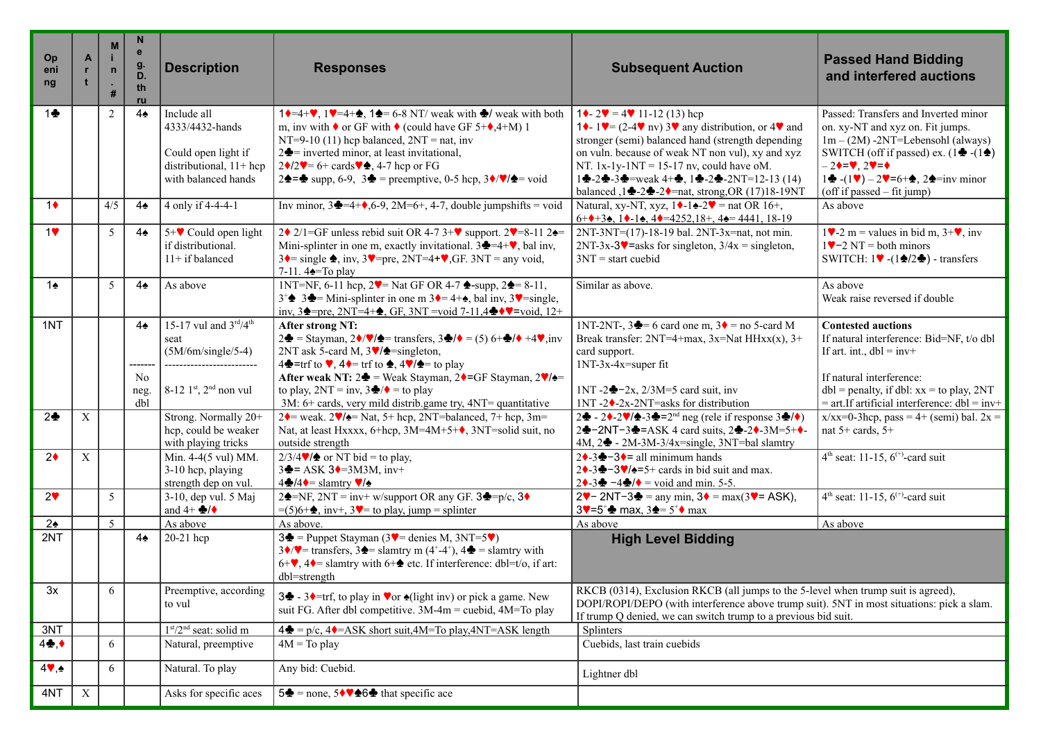| Opening | Art | Min. # | Neg. D. thru | Description | Responses | Subsequent Auction | Passed Hand Bidding and interfered auctions |
|---|---|---|---|---|---|---|---|
| 1♣ | | 2 | 4♠ | Include all 4333/4432-hands<br><br>Could open light if distributional, 11+ hcp with balanced hands | 1♦=4+♥, 1♥=4+♠, 1♠= 6-8 NT/ weak with ♣/ weak with both m, inv with ♦ or GF with ♦ (could have GF 5+♦,4+M) 1 NT=9-10 (11) hcp balanced, 2NT = nat, inv<br>2♣= inverted minor, at least invitational,<br>2♦/2♥= 6+ cards♥♠, 4-7 hcp or FG<br>2♠=♣ supp, 6-9, 3♣ = preemptive, 0-5 hcp, 3♦/♥/♠= void | 1♦- 2♥ = 4♥ 11-12 (13) hcp<br>1♦- 1♥= (2-4♥ nv) 3♥ any distribution, or 4♥ and stronger (semi) balanced hand (strength depending on vuln. because of weak NT non vul), xy and xyz NT. 1x-1y-1NT = 15-17 nv, could have oM.<br>1♣-2♣-3♣=weak 4+♣, 1♣-2♣-2NT=12-13 (14) balanced ,1♣-2♣-2♦=nat, strong,OR (17)18-19NT | Passed: Transfers and Inverted minor on. xy-NT and xyz on. Fit jumps.<br>1m – (2M) -2NT=Lebensohl (always)<br>SWITCH (off if passed) ex. (1♣ -(1♠) – 2♦=♥, 2♥=♦<br>1♣ -(1♥) – 2♥=6+♠, 2♠=inv minor (off if passed – fit jump) |
| 1♦ | | 4/5 | 4♠ | 4 only if 4-4-4-1 | Inv minor, 3♣=4+♦,6-9, 2M=6+, 4-7, double jumpshifts = void | Natural, xy-NT, xyz, 1♦-1♠-2♥ = nat OR 16+, 6+♦+3♠, 1♦-1♠, 4♦=4252,18+, 4♠= 4441, 18-19 | As above |
| 1♥ | | 5 | 4♠ | 5+♥ Could open light if distributional.<br>11+ if balanced | 2♦ 2/1=GF unless rebid suit OR 4-7 3+♥ support. 2♥=8-11 2♠= Mini-splinter in one m, exactly invitational. 3♣=4+♥, bal inv, 3♦= single ♠, inv, 3♥=pre, 2NT=4+♥,GF. 3NT = any void, 7-11. 4♠=To play | 2NT-3NT=(17)-18-19 bal. 2NT-3x=nat, not min.<br>2NT-3x-3♥=asks for singleton, 3/4x = singleton, 3NT = start cuebid | 1♥-2 m = values in bid m, 3+♥, inv<br>1♥−2 NT = both minors<br>SWITCH: 1♥ -(1♠/2♣) - transfers |
| 1♠ | | 5 | 4♠ | As above | 1NT=NF, 6-11 hcp, 2♥= Nat GF OR 4-7 ♠-supp, 2♠= 8-11, 3+♠ 3♣= Mini-splinter in one m 3♦= 4+♠, bal inv, 3♥=single, inv, 3♠=pre, 2NT=4+♠, GF, 3NT =void 7-11,4♣♦♥=void, 12+ | Similar as above. | As above<br>Weak raise reversed if double |
| 1NT | | | 4♠<br>-------<br>No neg. dbl | 15-17 vul and 3rd/4th seat (5M/6m/single/5-4)<br>------------------------<br>8-12 1st, 2nd non vul | **After strong NT:**<br>2♣ = Stayman, 2♦/♥/♠= transfers, 3♣/♦ = (5) 6+♣/♦ +4♥,inv<br>2NT ask 5-card M, 3♥/♠=singleton,<br>4♣=trf to ♥, 4♦= trf to ♠, 4♥/♠= to play<br>**After weak NT:** 2♣ = Weak Stayman, 2♦=GF Stayman, 2♥/♠= to play, 2NT = inv, 3♣/♦ = to play<br>3M: 6+ cards, very mild distrib.game try, 4NT= quantitative | 1NT-2NT-, 3♣= 6 card one m, 3♦ = no 5-card M<br>Break transfer: 2NT=4+max, 3x=Nat HHxx(x), 3+ card support.<br>1NT-3x-4x=super fit<br><br>1NT -2♣−2x, 2/3M=5 card suit, inv<br>1NT -2♦-2x-2NT=asks for distribution | **Contested auctions**<br>If natural interference: Bid=NF, t/o dbl<br>If art. int., dbl = inv+<br><br>If natural interference:<br>dbl = penalty, if dbl: xx = to play, 2NT = art.If artificial interference: dbl = inv+ |
| 2♣ | X | | | Strong. Normally 20+ hcp, could be weaker with playing tricks | 2♦= weak. 2♥/♠= Nat, 5+ hcp, 2NT=balanced, 7+ hcp, 3m= Nat, at least Hxxxx, 6+hcp, 3M=4M+5+♦, 3NT=solid suit, no outside strength | 2♣ - 2♦-2♥/♠-3♣=2nd neg (rele if response 3♣/♦)<br>2♣−2NT−3♣=ASK 4 card suits, 2♣-2♦-3M=5+♦-4M, 2♣ - 2M-3M-3/4x=single, 3NT=bal slamtry | x/xx=0-3hcp, pass = 4+ (semi) bal. 2x = nat 5+ cards, 5+ |
| 2♦ | X | | | Min. 4-4(5 vul) MM. 3-10 hcp, playing strength dep on vul. | 2/3/4♥/♠ or NT bid = to play,<br>3♣= ASK 3♦=3M3M, inv+<br>4♣/4♦= slamtry ♥/♠ | 2♦-3♣−3♦= all minimum hands<br>2♦-3♣−3♥/♠=5+ cards in bid suit and max.<br>2♦-3♣ −4♣/♦ = void and min. 5-5. | 4th seat: 11-15, 6(+)-card suit |
| 2♥ | | 5 | | 3-10, dep vul. 5 Maj and 4+ ♣/♦ | 2♠=NF, 2NT = inv+ w/support OR any GF. 3♣=p/c, 3♦ =(5)6+♠, inv+, 3♥= to play, jump = splinter | 2♥− 2NT−3♣ = any min, 3♦ = max(3♥= ASK),<br>3♥=5+♣ max, 3♠= 5+♦ max | 4th seat: 11-15, 6(+)-card suit |
| 2♠ | | 5 | | As above | As above. | As above | As above |
| 2NT | | | 4♠ | 20-21 hcp | 3♣ = Puppet Stayman (3♥= denies M, 3NT=5♥)<br>3♦/♥= transfers, 3♠= slamtry m (4+-4+), 4♣ = slamtry with 6+♥, 4♦= slamtry with 6+♠ etc. If interference: dbl=t/o, if art: dbl=strength | **High Level Bidding** | |
| 3x | | 6 | | Preemptive, according to vul | 3♣ - 3♦=trf, to play in ♥or ♠(light inv) or pick a game. New suit FG. After dbl competitive. 3M-4m = cuebid, 4M=To play | RKCB (0314), Exclusion RKCB (all jumps to the 5-level when trump suit is agreed), DOPI/ROPI/DEPO (with interference above trump suit). 5NT in most situations: pick a slam. If trump Q denied, we can switch trump to a previous bid suit. | |
| 3NT | | | | 1st/2nd seat: solid m | 4♣ = p/c, 4♦=ASK short suit,4M=To play,4NT=ASK length | Splinters | |
| 4♣,♦ | | 6 | | Natural, preemptive | 4M = To play | Cuebids, last train cuebids | |
| 4♥,♠ | | 6 | | Natural. To play | Any bid: Cuebid. | Lightner dbl | |
| 4NT | X | | | Asks for specific aces | 5♣ = none, 5♦♥♠6♣ that specific ace | | |